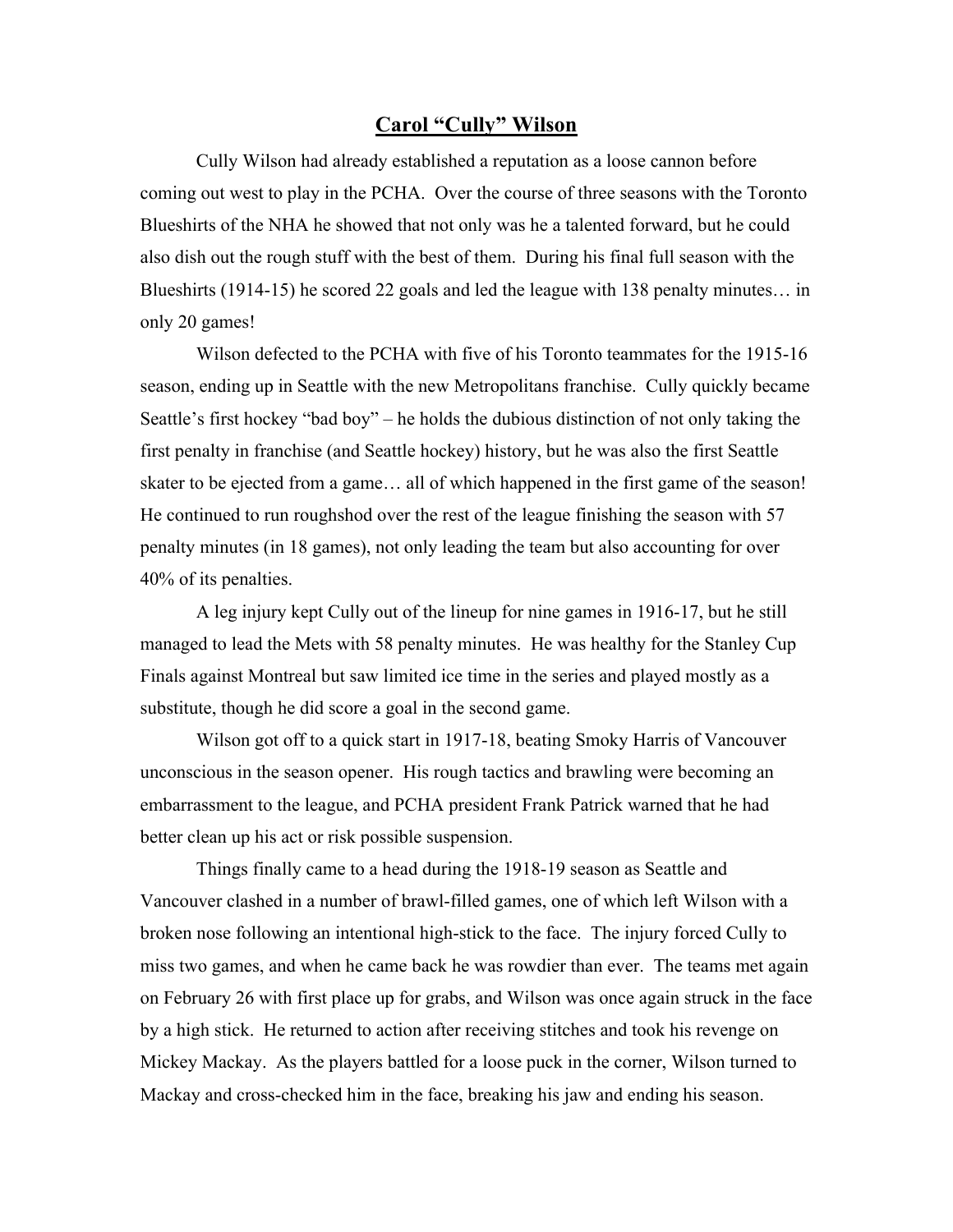# Carol "Cully" Wilson

Cully Wilson had already established a reputation as a loose cannon before coming out west to play in the PCHA. Over the course of three seasons with the Toronto Blueshirts of the NHA he showed that not only was he a talented forward, but he could also dish out the rough stuff with the best of them. During his final full season with the Blueshirts (1914-15) he scored 22 goals and led the league with 138 penalty minutes… in only 20 games!

Wilson defected to the PCHA with five of his Toronto teammates for the 1915-16 season, ending up in Seattle with the new Metropolitans franchise. Cully quickly became Seattle's first hockey "bad boy" – he holds the dubious distinction of not only taking the first penalty in franchise (and Seattle hockey) history, but he was also the first Seattle skater to be ejected from a game… all of which happened in the first game of the season! He continued to run roughshod over the rest of the league finishing the season with 57 penalty minutes (in 18 games), not only leading the team but also accounting for over 40% of its penalties.

A leg injury kept Cully out of the lineup for nine games in 1916-17, but he still managed to lead the Mets with 58 penalty minutes. He was healthy for the Stanley Cup Finals against Montreal but saw limited ice time in the series and played mostly as a substitute, though he did score a goal in the second game.

Wilson got off to a quick start in 1917-18, beating Smoky Harris of Vancouver unconscious in the season opener. His rough tactics and brawling were becoming an embarrassment to the league, and PCHA president Frank Patrick warned that he had better clean up his act or risk possible suspension.

Things finally came to a head during the 1918-19 season as Seattle and Vancouver clashed in a number of brawl-filled games, one of which left Wilson with a broken nose following an intentional high-stick to the face. The injury forced Cully to miss two games, and when he came back he was rowdier than ever. The teams met again on February 26 with first place up for grabs, and Wilson was once again struck in the face by a high stick. He returned to action after receiving stitches and took his revenge on Mickey Mackay. As the players battled for a loose puck in the corner, Wilson turned to Mackay and cross-checked him in the face, breaking his jaw and ending his season.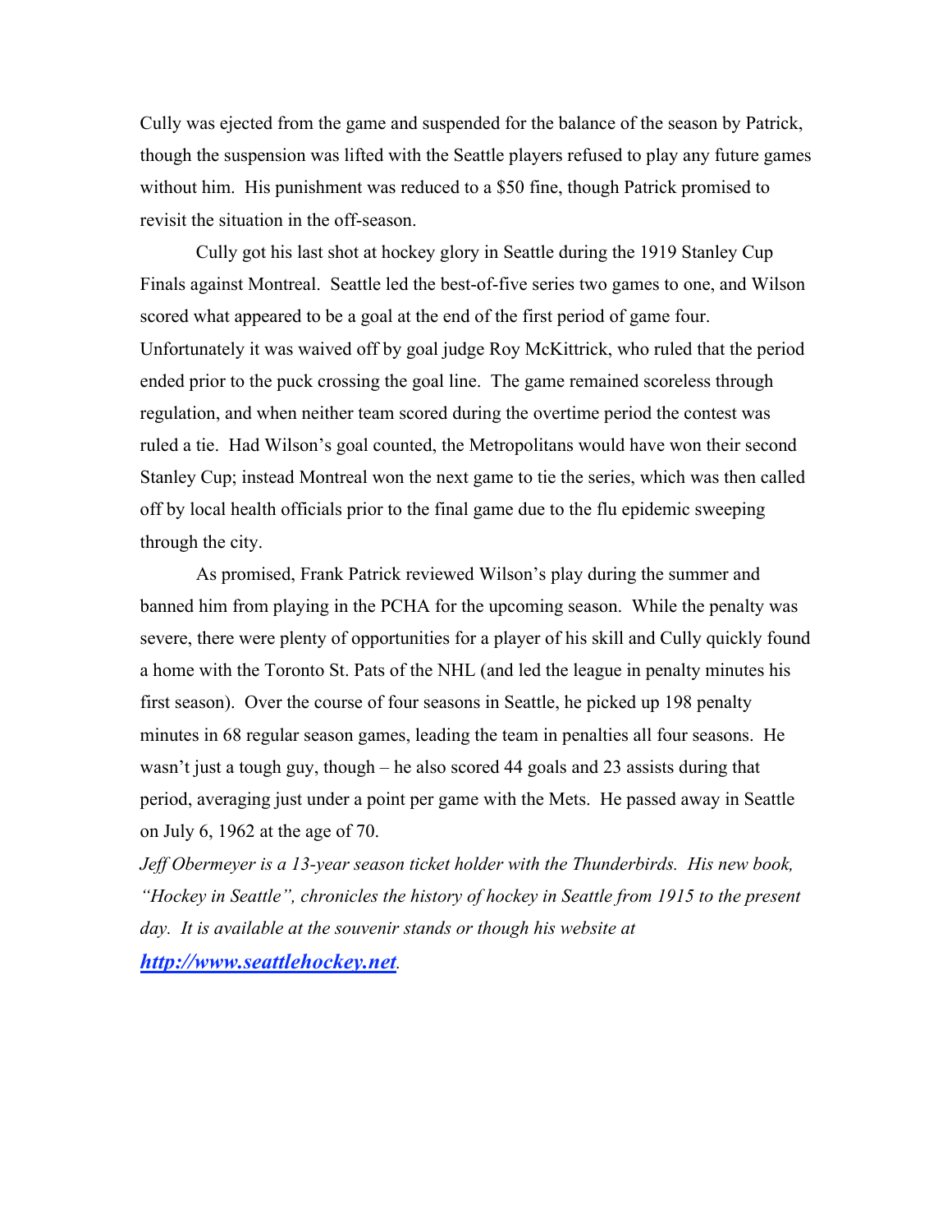Cully was ejected from the game and suspended for the balance of the season by Patrick, though the suspension was lifted with the Seattle players refused to play any future games without him. His punishment was reduced to a $50 fine, though Patrick promised to revisit the situation in the off-season.

Cully got his last shot at hockey glory in Seattle during the 1919 Stanley Cup Finals against Montreal. Seattle led the best-of-five series two games to one, and Wilson scored what appeared to be a goal at the end of the first period of game four. Unfortunately it was waived off by goal judge Roy McKittrick, who ruled that the period ended prior to the puck crossing the goal line. The game remained scoreless through regulation, and when neither team scored during the overtime period the contest was ruled a tie. Had Wilson's goal counted, the Metropolitans would have won their second Stanley Cup; instead Montreal won the next game to tie the series, which was then called off by local health officials prior to the final game due to the flu epidemic sweeping through the city.

As promised, Frank Patrick reviewed Wilson's play during the summer and banned him from playing in the PCHA for the upcoming season. While the penalty was severe, there were plenty of opportunities for a player of his skill and Cully quickly found a home with the Toronto St. Pats of the NHL (and led the league in penalty minutes his first season). Over the course of four seasons in Seattle, he picked up 198 penalty minutes in 68 regular season games, leading the team in penalties all four seasons. He wasn't just a tough guy, though – he also scored 44 goals and 23 assists during that period, averaging just under a point per game with the Mets. He passed away in Seattle on July 6, 1962 at the age of 70.

*Jeff Obermeyer is a 13-year season ticket holder with the Thunderbirds. His new book, "Hockey in Seattle", chronicles the history of hockey in Seattle from 1915 to the present day. It is available at the souvenir stands or though his website at* ***http://www.seattlehockey.net****.*